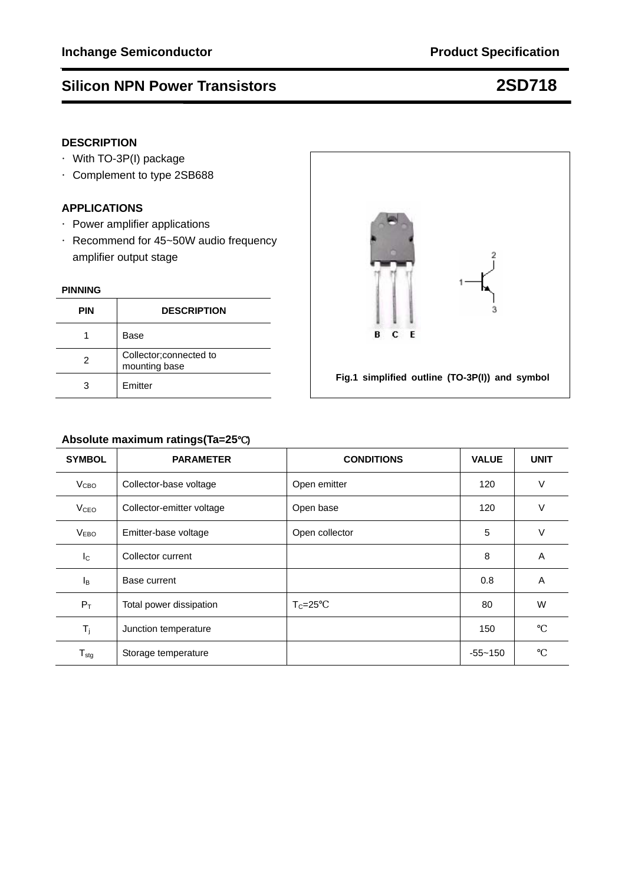Inchange Semiconductor — Product Specification

# Silicon NPN Power Transistors — 2SD718

## DESCRIPTION

- With TO-3P(I) package
- Complement to type 2SB688

## APPLICATIONS

- Power amplifier applications
- Recommend for 45~50W audio frequency amplifier output stage

### PINNING

| PIN | DESCRIPTION |
|---|---|
| 1 | Base |
| 2 | Collector;connected to mounting base |
| 3 | Emitter |

Fig.1 simplified outline (TO-3P(I)) and symbol

### Absolute maximum ratings(Ta=25℃)

| SYMBOL | PARAMETER | CONDITIONS | VALUE | UNIT |
|---|---|---|---|---|
| $V_{CBO}$ | Collector-base voltage | Open emitter | 120 | V |
| $V_{CEO}$ | Collector-emitter voltage | Open base | 120 | V |
| $V_{EBO}$ | Emitter-base voltage | Open collector | 5 | V |
| $I_C$ | Collector current | | 8 | A |
| $I_B$ | Base current | | 0.8 | A |
| $P_T$ | Total power dissipation | $T_C$=25℃ | 80 | W |
| $T_j$ | Junction temperature | | 150 | ℃ |
| $T_{stg}$ | Storage temperature | | -55~150 | ℃ |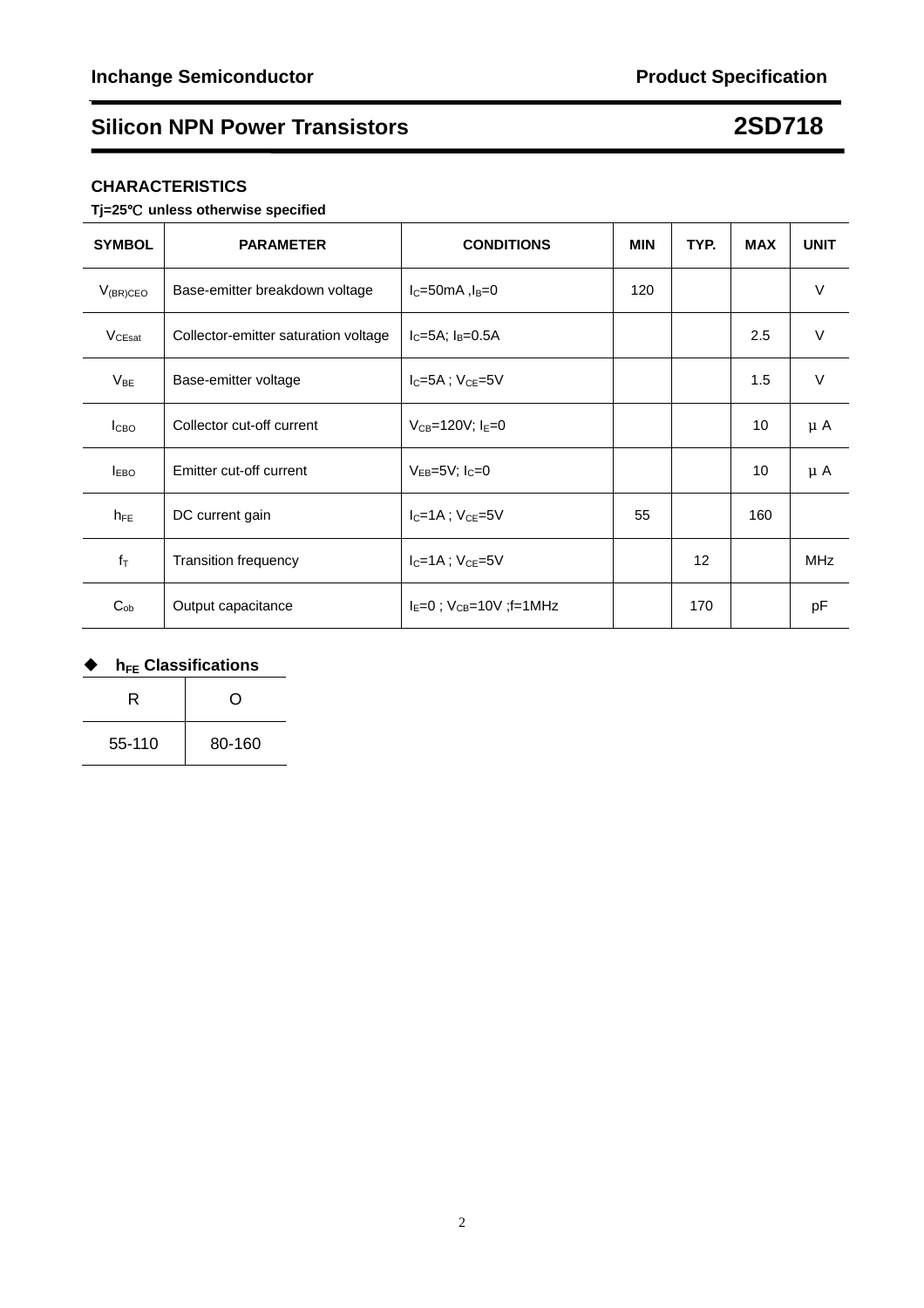## Silicon NPN Power Transistors — 2SD718

### CHARACTERISTICS

**Tj=25℃ unless otherwise specified**

| SYMBOL | PARAMETER | CONDITIONS | MIN | TYP. | MAX | UNIT |
|---|---|---|---|---|---|---|
| $V_{(BR)CEO}$ | Base-emitter breakdown voltage | $I_C$=50mA ,$I_B$=0 | 120 | | | V |
| $V_{CEsat}$ | Collector-emitter saturation voltage | $I_C$=5A; $I_B$=0.5A | | | 2.5 | V |
| $V_{BE}$ | Base-emitter voltage | $I_C$=5A ; $V_{CE}$=5V | | | 1.5 | V |
| $I_{CBO}$ | Collector cut-off current | $V_{CB}$=120V; $I_E$=0 | | | 10 | μA |
| $I_{EBO}$ | Emitter cut-off current | $V_{EB}$=5V; $I_C$=0 | | | 10 | μA |
| $h_{FE}$ | DC current gain | $I_C$=1A ; $V_{CE}$=5V | 55 | | 160 | |
| $f_T$ | Transition frequency | $I_C$=1A ; $V_{CE}$=5V | | 12 | | MHz |
| $C_{ob}$ | Output capacitance | $I_E$=0 ; $V_{CB}$=10V ;f=1MHz | | 170 | | pF |

◆ **$h_{FE}$ Classifications**

| R | O |
|---|---|
| 55-110 | 80-160 |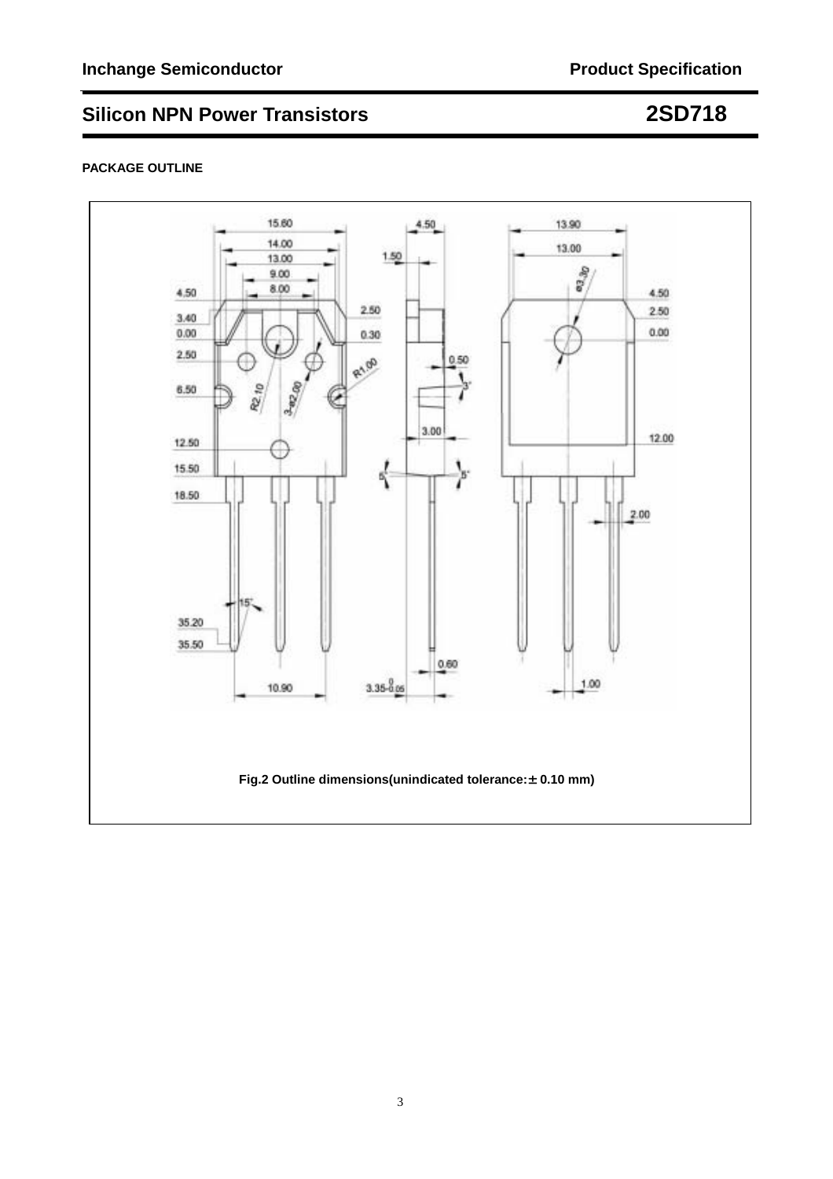## PACKAGE OUTLINE

Fig.2 Outline dimensions(unindicated tolerance:± 0.10 mm)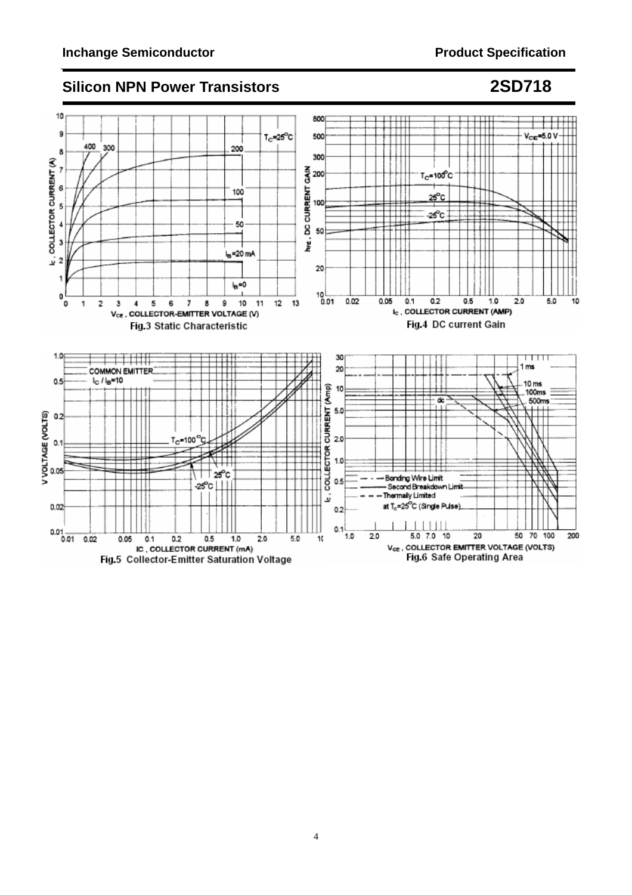## Silicon NPN Power Transistors

## 2SD718

$T_C$=25°C

400 300 200 100 50 $I_B$=20 mA $I_B$=0

$I_C$ , COLLECTOR CURRENT (A)

$V_{CE}$ , COLLECTOR-EMITTER VOLTAGE (V)

Fig.3 Static Characteristic

$V_{CE}$=5.0 V

$T_C$=100°C 25°C -25°C

$h_{FE}$ , DC CURRENT GAIN

$I_C$ , COLLECTOR CURRENT (AMP)

Fig.4 DC current Gain

COMMON EMITTER

$I_C$ / $I_B$=10

$T_C$=100°C 25°C -25°C

V VOLTAGE (VOLTS)

IC , COLLECTOR CURRENT (mA)

Fig.5 Collector-Emitter Saturation Voltage

1 ms 10 ms 100ms 500ms dc

Bonding Wire Limit

Second Breakdown Limit

Thermally Limited

at $T_c$=25°C (Single Pulse)

$I_C$ , COLLECTOR CURRENT (Amp)

$V_{CE}$ , COLLECTOR EMITTER VOLTAGE (VOLTS)

Fig.6 Safe Operating Area